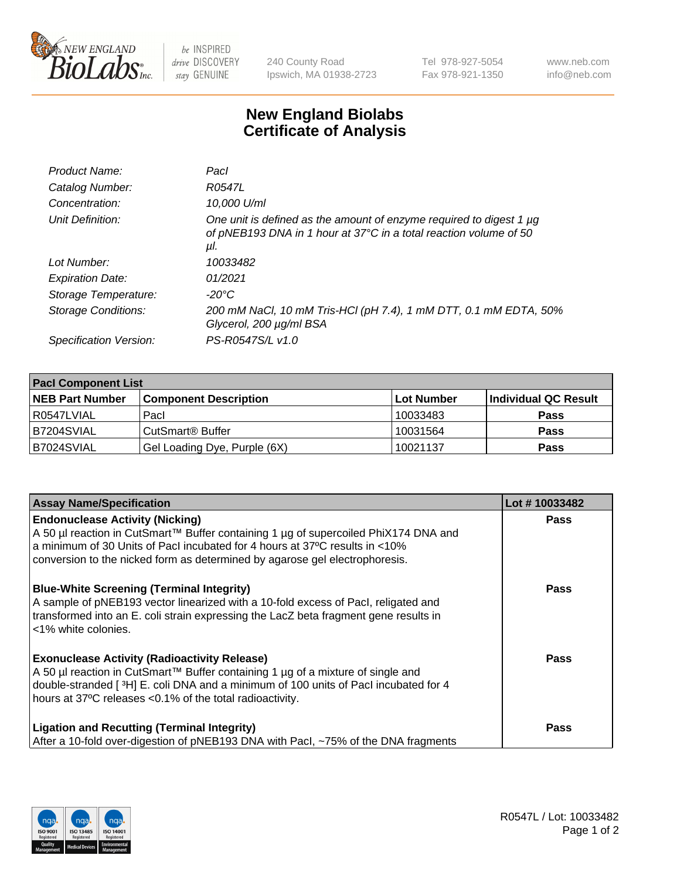# New England Biolabs
# Certificate of Analysis

| | |
|---|---|
| *Product Name:* | *PacI* |
| *Catalog Number:* | *R0547L* |
| *Concentration:* | *10,000 U/ml* |
| *Unit Definition:* | *One unit is defined as the amount of enzyme required to digest 1 µg of pNEB193 DNA in 1 hour at 37°C in a total reaction volume of 50 µl.* |
| *Lot Number:* | *10033482* |
| *Expiration Date:* | *01/2021* |
| *Storage Temperature:* | *-20°C* |
| *Storage Conditions:* | *200 mM NaCl, 10 mM Tris-HCl (pH 7.4), 1 mM DTT, 0.1 mM EDTA, 50% Glycerol, 200 µg/ml BSA* |
| *Specification Version:* | *PS-R0547S/L v1.0* |

| **PacI Component List** | | | |
|---|---|---|---|
| **NEB Part Number** | **Component Description** | **Lot Number** | **Individual QC Result** |
| R0547LVIAL | PacI | 10033483 | **Pass** |
| B7204SVIAL | CutSmart® Buffer | 10031564 | **Pass** |
| B7024SVIAL | Gel Loading Dye, Purple (6X) | 10021137 | **Pass** |

| **Assay Name/Specification** | **Lot # 10033482** |
|---|---|
| **Endonuclease Activity (Nicking)**<br>A 50 µl reaction in CutSmart™ Buffer containing 1 µg of supercoiled PhiX174 DNA and a minimum of 30 Units of PacI incubated for 4 hours at 37ºC results in <10% conversion to the nicked form as determined by agarose gel electrophoresis. | **Pass** |
| **Blue-White Screening (Terminal Integrity)**<br>A sample of pNEB193 vector linearized with a 10-fold excess of PacI, religated and transformed into an E. coli strain expressing the LacZ beta fragment gene results in <1% white colonies. | **Pass** |
| **Exonuclease Activity (Radioactivity Release)**<br>A 50 µl reaction in CutSmart™ Buffer containing 1 µg of a mixture of single and double-stranded [ $^3$H] E. coli DNA and a minimum of 100 units of PacI incubated for 4 hours at 37ºC releases <0.1% of the total radioactivity. | **Pass** |
| **Ligation and Recutting (Terminal Integrity)**<br>After a 10-fold over-digestion of pNEB193 DNA with PacI, ~75% of the DNA fragments | **Pass** |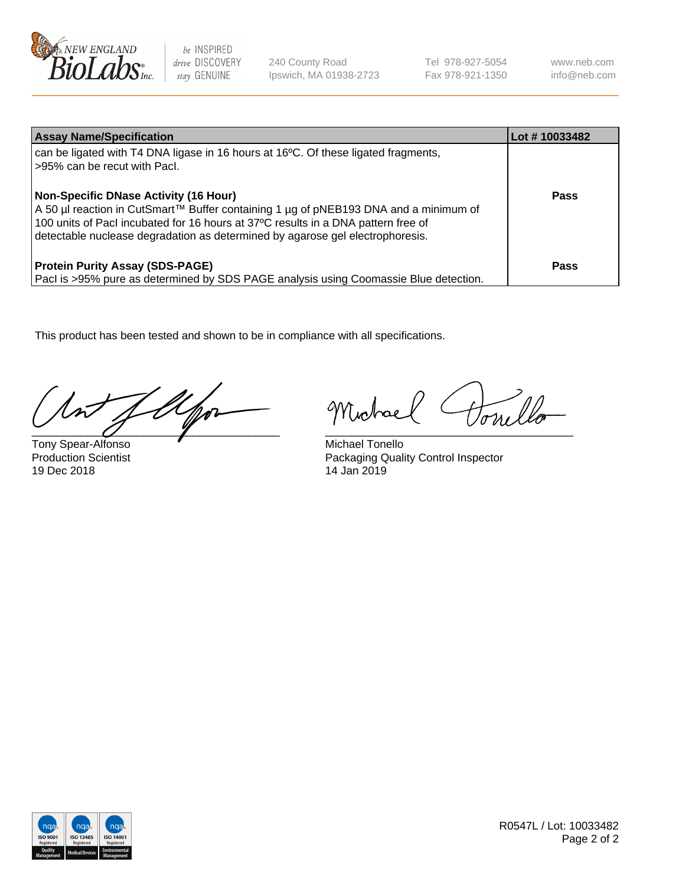| Assay Name/Specification | Lot # 10033482 |
| --- | --- |
| can be ligated with T4 DNA ligase in 16 hours at 16ºC. Of these ligated fragments, >95% can be recut with PacI. | |
| **Non-Specific DNase Activity (16 Hour)** A 50 µl reaction in CutSmart™ Buffer containing 1 µg of pNEB193 DNA and a minimum of 100 units of PacI incubated for 16 hours at 37ºC results in a DNA pattern free of detectable nuclease degradation as determined by agarose gel electrophoresis. | **Pass** |
| **Protein Purity Assay (SDS-PAGE)** PacI is >95% pure as determined by SDS PAGE analysis using Coomassie Blue detection. | **Pass** |

This product has been tested and shown to be in compliance with all specifications.

Tony Spear-Alfonso
Production Scientist
19 Dec 2018

Michael Tonello
Packaging Quality Control Inspector
14 Jan 2019

R0547L / Lot: 10033482